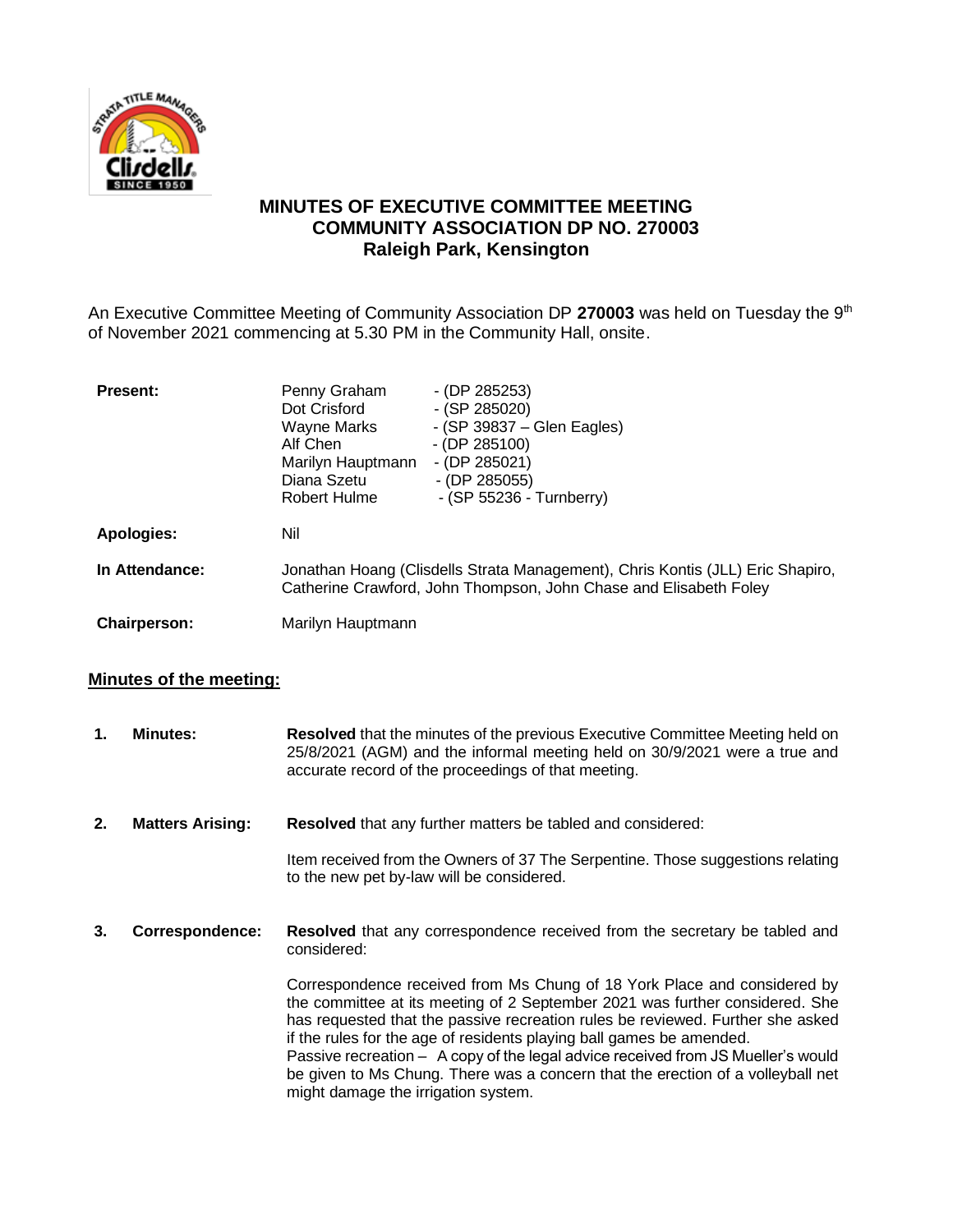# MINUTES OF EXECUTIVE COMMITTEE MEETING
# COMMUNITY ASSOCIATION DP NO. 270003
# Raleigh Park, Kensington

An Executive Committee Meeting of Community Association DP **270003** was held on Tuesday the 9th of November 2021 commencing at 5.30 PM in the Community Hall, onsite.

| | | |
|---|---|---|
| **Present:** | Penny Graham | - (DP 285253) |
| | Dot Crisford | - (SP 285020) |
| | Wayne Marks | - (SP 39837 – Glen Eagles) |
| | Alf Chen | - (DP 285100) |
| | Marilyn Hauptmann | - (DP 285021) |
| | Diana Szetu | - (DP 285055) |
| | Robert Hulme | - (SP 55236 - Turnberry) |

**Apologies:** Nil

**In Attendance:** Jonathan Hoang (Clisdells Strata Management), Chris Kontis (JLL) Eric Shapiro, Catherine Crawford, John Thompson, John Chase and Elisabeth Foley

**Chairperson:** Marilyn Hauptmann

## Minutes of the meeting:

**1. Minutes:** **Resolved** that the minutes of the previous Executive Committee Meeting held on 25/8/2021 (AGM) and the informal meeting held on 30/9/2021 were a true and accurate record of the proceedings of that meeting.

**2. Matters Arising:** **Resolved** that any further matters be tabled and considered:

Item received from the Owners of 37 The Serpentine. Those suggestions relating to the new pet by-law will be considered.

**3. Correspondence:** **Resolved** that any correspondence received from the secretary be tabled and considered:

Correspondence received from Ms Chung of 18 York Place and considered by the committee at its meeting of 2 September 2021 was further considered. She has requested that the passive recreation rules be reviewed. Further she asked if the rules for the age of residents playing ball games be amended.
Passive recreation – A copy of the legal advice received from JS Mueller's would be given to Ms Chung. There was a concern that the erection of a volleyball net might damage the irrigation system.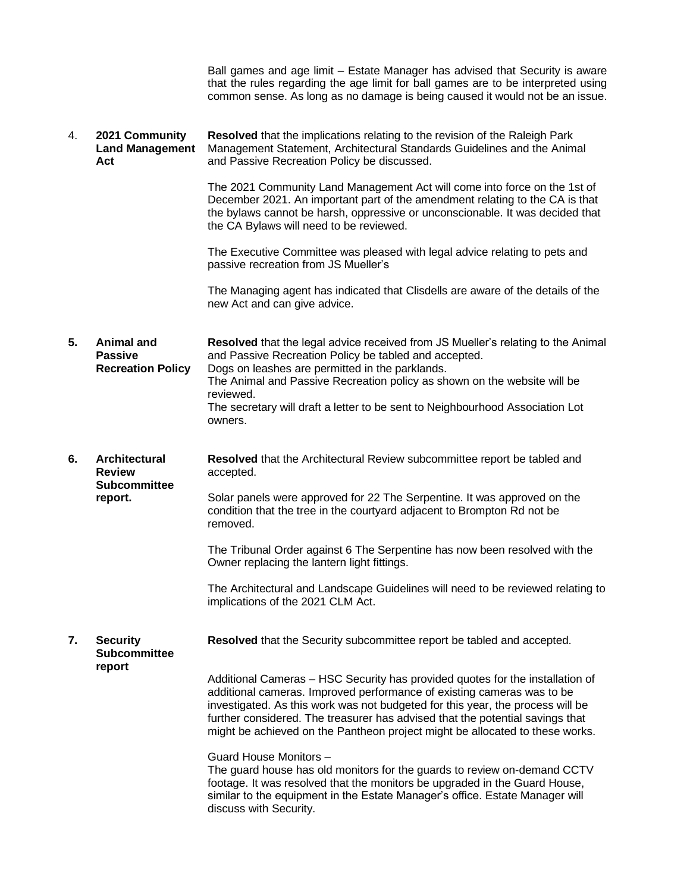Ball games and age limit – Estate Manager has advised that Security is aware that the rules regarding the age limit for ball games are to be interpreted using common sense. As long as no damage is being caused it would not be an issue.

| | | |
|---|---|---|
| 4. | **2021 Community Land Management Act** | **Resolved** that the implications relating to the revision of the Raleigh Park Management Statement, Architectural Standards Guidelines and the Animal and Passive Recreation Policy be discussed.<br><br>The 2021 Community Land Management Act will come into force on the 1st of December 2021. An important part of the amendment relating to the CA is that the bylaws cannot be harsh, oppressive or unconscionable. It was decided that the CA Bylaws will need to be reviewed.<br><br>The Executive Committee was pleased with legal advice relating to pets and passive recreation from JS Mueller's<br><br>The Managing agent has indicated that Clisdells are aware of the details of the new Act and can give advice. |
| **5.** | **Animal and Passive Recreation Policy** | **Resolved** that the legal advice received from JS Mueller's relating to the Animal and Passive Recreation Policy be tabled and accepted.<br>Dogs on leashes are permitted in the parklands.<br>The Animal and Passive Recreation policy as shown on the website will be reviewed.<br>The secretary will draft a letter to be sent to Neighbourhood Association Lot owners. |
| **6.** | **Architectural Review Subcommittee report.** | **Resolved** that the Architectural Review subcommittee report be tabled and accepted.<br><br>Solar panels were approved for 22 The Serpentine. It was approved on the condition that the tree in the courtyard adjacent to Brompton Rd not be removed.<br><br>The Tribunal Order against 6 The Serpentine has now been resolved with the Owner replacing the lantern light fittings.<br><br>The Architectural and Landscape Guidelines will need to be reviewed relating to implications of the 2021 CLM Act. |
| **7.** | **Security Subcommittee report** | **Resolved** that the Security subcommittee report be tabled and accepted.<br><br>Additional Cameras – HSC Security has provided quotes for the installation of additional cameras. Improved performance of existing cameras was to be investigated. As this work was not budgeted for this year, the process will be further considered. The treasurer has advised that the potential savings that might be achieved on the Pantheon project might be allocated to these works.<br><br>Guard House Monitors –<br>The guard house has old monitors for the guards to review on-demand CCTV footage. It was resolved that the monitors be upgraded in the Guard House, similar to the equipment in the Estate Manager's office. Estate Manager will discuss with Security. |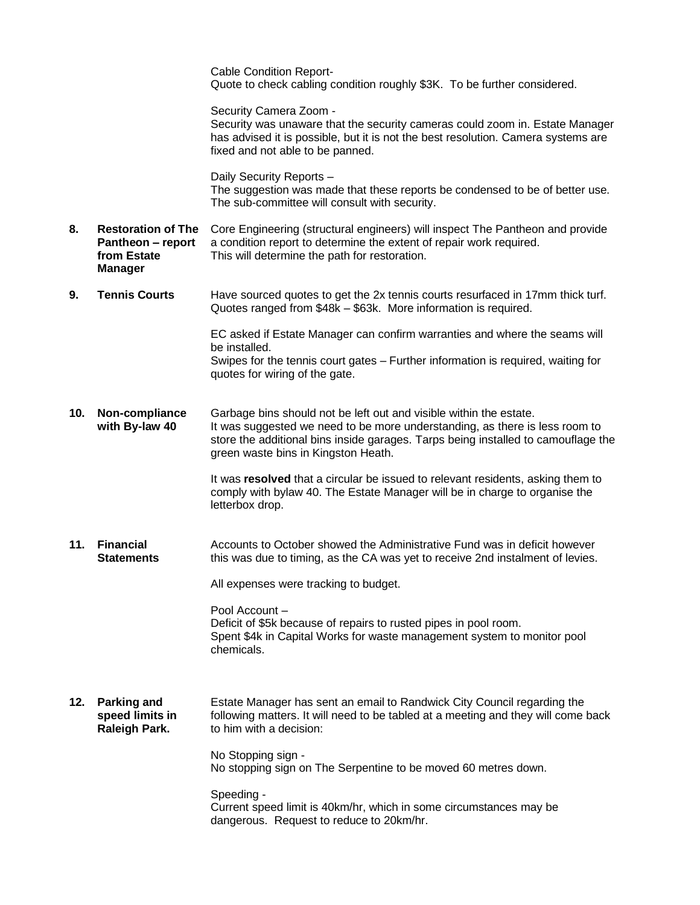Cable Condition Report-
Quote to check cabling condition roughly $3K. To be further considered.

Security Camera Zoom -
Security was unaware that the security cameras could zoom in. Estate Manager has advised it is possible, but it is not the best resolution. Camera systems are fixed and not able to be panned.

Daily Security Reports –
The suggestion was made that these reports be condensed to be of better use. The sub-committee will consult with security.

| | | |
|---|---|---|
| **8.** | **Restoration of The Pantheon – report from Estate Manager** | Core Engineering (structural engineers) will inspect The Pantheon and provide a condition report to determine the extent of repair work required.<br>This will determine the path for restoration. |
| **9.** | **Tennis Courts** | Have sourced quotes to get the 2x tennis courts resurfaced in 17mm thick turf. Quotes ranged from $48k – $63k. More information is required.<br><br>EC asked if Estate Manager can confirm warranties and where the seams will be installed.<br>Swipes for the tennis court gates – Further information is required, waiting for quotes for wiring of the gate. |
| **10.** | **Non-compliance with By-law 40** | Garbage bins should not be left out and visible within the estate.<br>It was suggested we need to be more understanding, as there is less room to store the additional bins inside garages. Tarps being installed to camouflage the green waste bins in Kingston Heath.<br><br>It was **resolved** that a circular be issued to relevant residents, asking them to comply with bylaw 40. The Estate Manager will be in charge to organise the letterbox drop. |
| **11.** | **Financial Statements** | Accounts to October showed the Administrative Fund was in deficit however this was due to timing, as the CA was yet to receive 2nd instalment of levies.<br><br>All expenses were tracking to budget.<br><br>Pool Account –<br>Deficit of $5k because of repairs to rusted pipes in pool room.<br>Spent $4k in Capital Works for waste management system to monitor pool chemicals. |
| **12.** | **Parking and speed limits in Raleigh Park.** | Estate Manager has sent an email to Randwick City Council regarding the following matters. It will need to be tabled at a meeting and they will come back to him with a decision:<br><br>No Stopping sign -<br>No stopping sign on The Serpentine to be moved 60 metres down.<br><br>Speeding -<br>Current speed limit is 40km/hr, which in some circumstances may be dangerous. Request to reduce to 20km/hr. |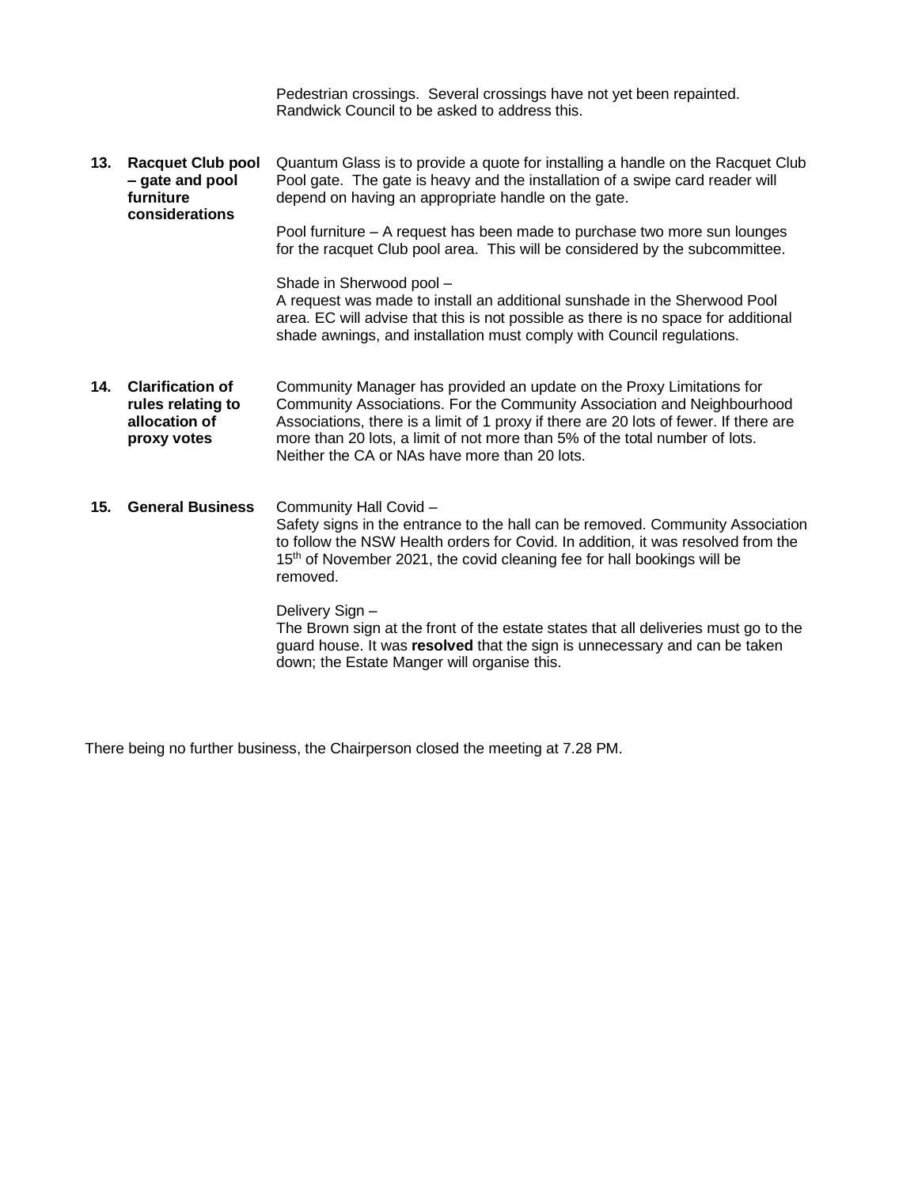Pedestrian crossings. Several crossings have not yet been repainted. Randwick Council to be asked to address this.

| | | |
|---|---|---|
| **13.** | **Racquet Club pool – gate and pool furniture considerations** | Quantum Glass is to provide a quote for installing a handle on the Racquet Club Pool gate. The gate is heavy and the installation of a swipe card reader will depend on having an appropriate handle on the gate.<br><br>Pool furniture – A request has been made to purchase two more sun lounges for the racquet Club pool area. This will be considered by the subcommittee.<br><br>Shade in Sherwood pool –<br>A request was made to install an additional sunshade in the Sherwood Pool area. EC will advise that this is not possible as there is no space for additional shade awnings, and installation must comply with Council regulations. |
| **14.** | **Clarification of rules relating to allocation of proxy votes** | Community Manager has provided an update on the Proxy Limitations for Community Associations. For the Community Association and Neighbourhood Associations, there is a limit of 1 proxy if there are 20 lots of fewer. If there are more than 20 lots, a limit of not more than 5% of the total number of lots. Neither the CA or NAs have more than 20 lots. |
| **15.** | **General Business** | Community Hall Covid –<br>Safety signs in the entrance to the hall can be removed. Community Association to follow the NSW Health orders for Covid. In addition, it was resolved from the 15th of November 2021, the covid cleaning fee for hall bookings will be removed.<br><br>Delivery Sign –<br>The Brown sign at the front of the estate states that all deliveries must go to the guard house. It was **resolved** that the sign is unnecessary and can be taken down; the Estate Manger will organise this. |

There being no further business, the Chairperson closed the meeting at 7.28 PM.